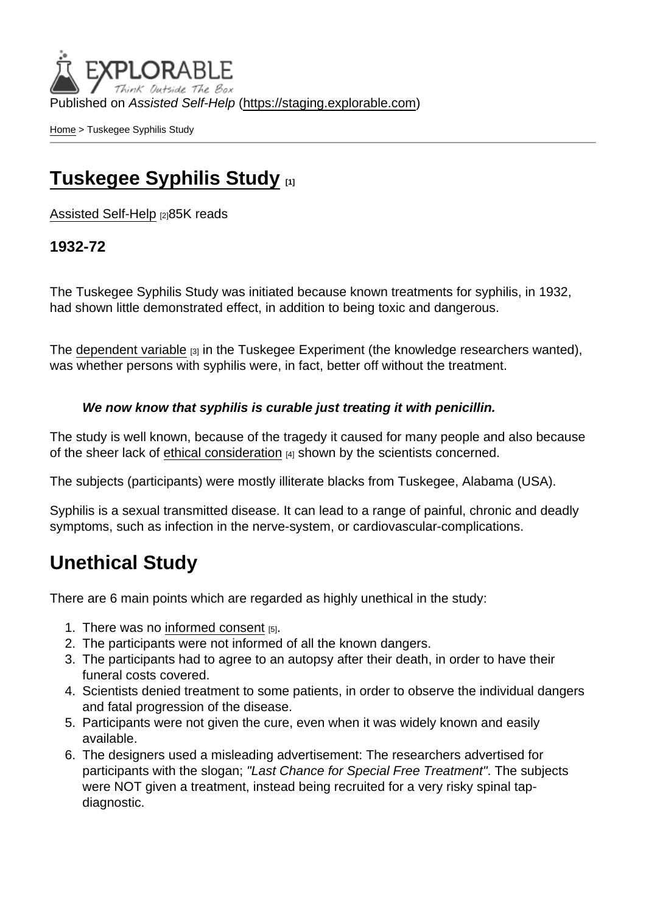Published on *Assisted Self-Help* (https://staging.explorable.com)

Home > Tuskegee Syphilis Study

# Tuskegee Syphilis Study [1]

Assisted Self-Help [2]85K reads

### 1932-72

The Tuskegee Syphilis Study was initiated because known treatments for syphilis, in 1932, had shown little demonstrated effect, in addition to being toxic and dangerous.

The dependent variable [3] in the Tuskegee Experiment (the knowledge researchers wanted), was whether persons with syphilis were, in fact, better off without the treatment.

> ***We now know that syphilis is curable just treating it with penicillin.***

The study is well known, because of the tragedy it caused for many people and also because of the sheer lack of ethical consideration [4] shown by the scientists concerned.

The subjects (participants) were mostly illiterate blacks from Tuskegee, Alabama (USA).

Syphilis is a sexual transmitted disease. It can lead to a range of painful, chronic and deadly symptoms, such as infection in the nerve-system, or cardiovascular-complications.

## Unethical Study

There are 6 main points which are regarded as highly unethical in the study:

1. There was no informed consent [5].
2. The participants were not informed of all the known dangers.
3. The participants had to agree to an autopsy after their death, in order to have their funeral costs covered.
4. Scientists denied treatment to some patients, in order to observe the individual dangers and fatal progression of the disease.
5. Participants were not given the cure, even when it was widely known and easily available.
6. The designers used a misleading advertisement: The researchers advertised for participants with the slogan; *"Last Chance for Special Free Treatment"*. The subjects were NOT given a treatment, instead being recruited for a very risky spinal tap-diagnostic.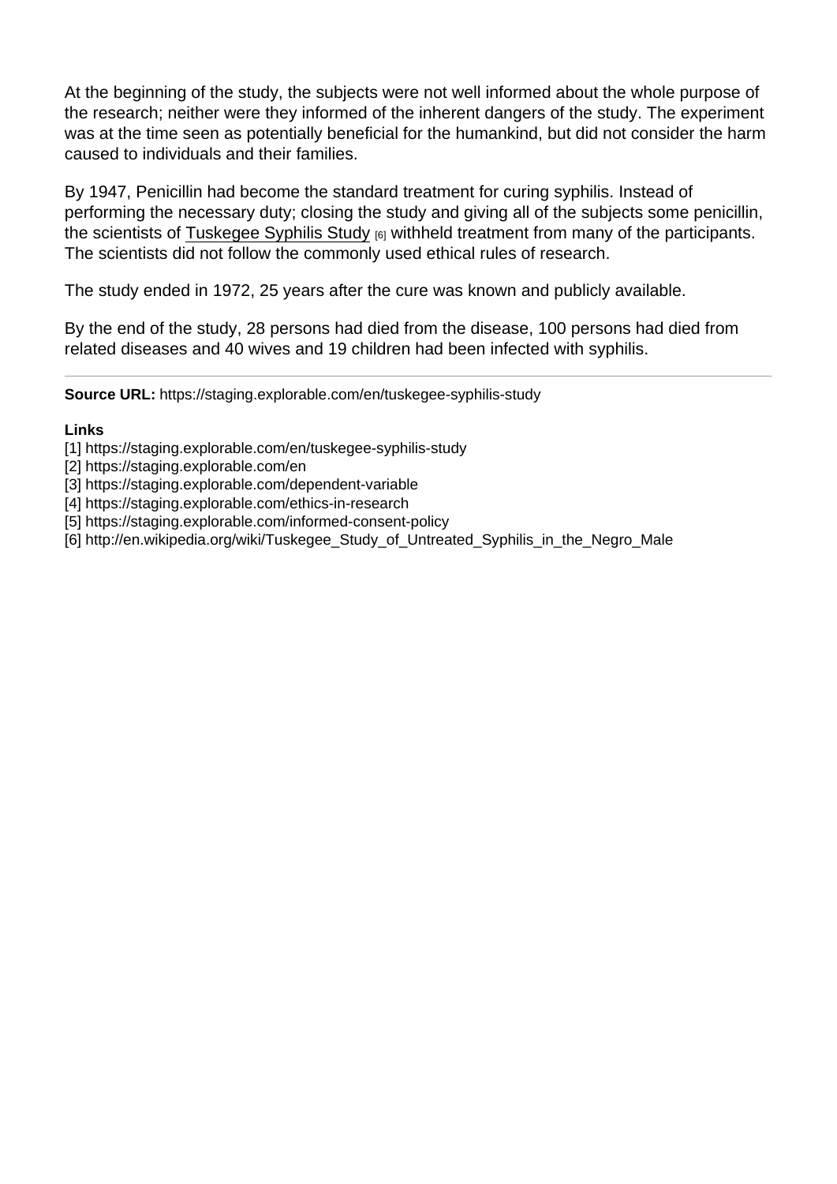At the beginning of the study, the subjects were not well informed about the whole purpose of the research; neither were they informed of the inherent dangers of the study. The experiment was at the time seen as potentially beneficial for the humankind, but did not consider the harm caused to individuals and their families.

By 1947, Penicillin had become the standard treatment for curing syphilis. Instead of performing the necessary duty; closing the study and giving all of the subjects some penicillin, the scientists of Tuskegee Syphilis Study [6] withheld treatment from many of the participants. The scientists did not follow the commonly used ethical rules of research.

The study ended in 1972, 25 years after the cure was known and publicly available.

By the end of the study, 28 persons had died from the disease, 100 persons had died from related diseases and 40 wives and 19 children had been infected with syphilis.

---

**Source URL:** https://staging.explorable.com/en/tuskegee-syphilis-study

**Links**

[1] https://staging.explorable.com/en/tuskegee-syphilis-study
[2] https://staging.explorable.com/en
[3] https://staging.explorable.com/dependent-variable
[4] https://staging.explorable.com/ethics-in-research
[5] https://staging.explorable.com/informed-consent-policy
[6] http://en.wikipedia.org/wiki/Tuskegee_Study_of_Untreated_Syphilis_in_the_Negro_Male